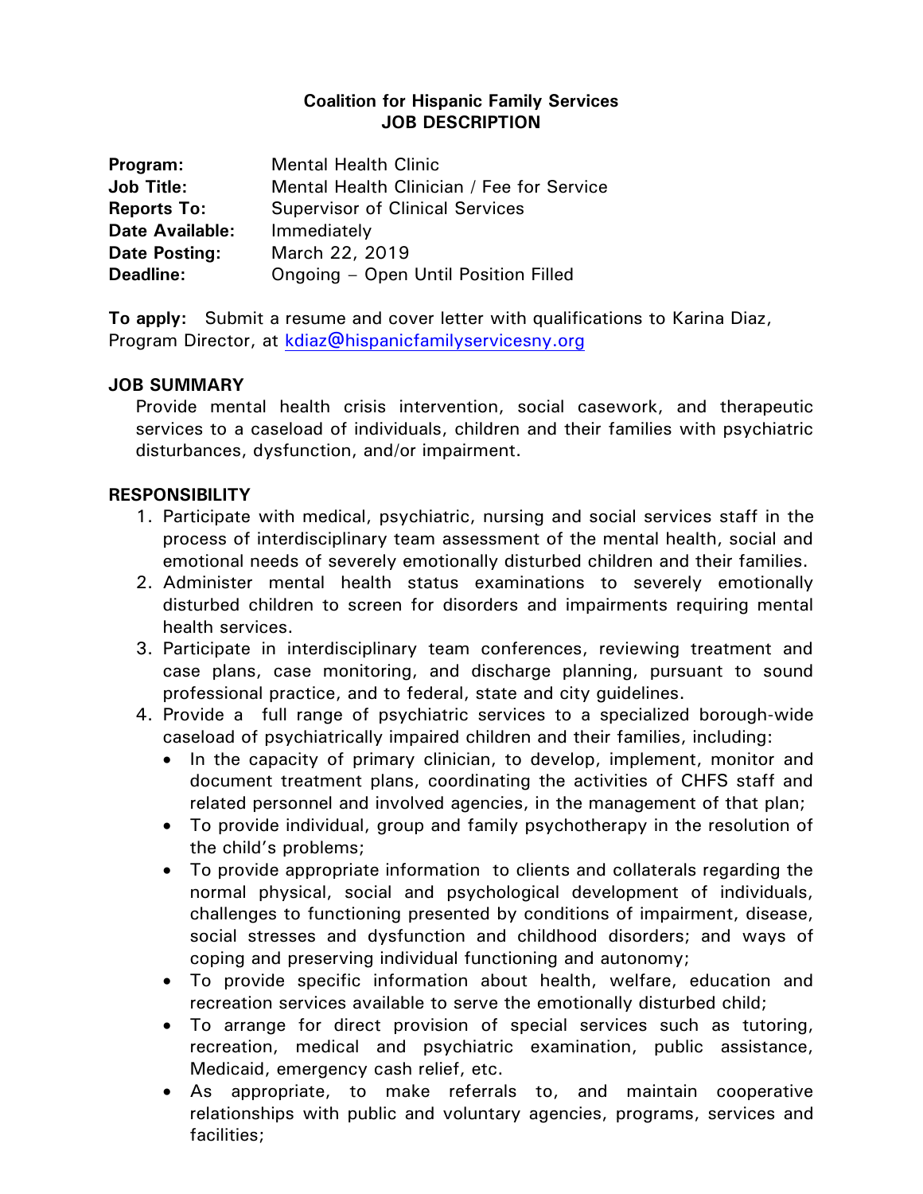**Coalition for Hispanic Family Services**
**JOB DESCRIPTION**

| | |
|---|---|
| **Program:** | Mental Health Clinic |
| **Job Title:** | Mental Health Clinician / Fee for Service |
| **Reports To:** | Supervisor of Clinical Services |
| **Date Available:** | Immediately |
| **Date Posting:** | March 22, 2019 |
| **Deadline:** | Ongoing – Open Until Position Filled |

**To apply:** Submit a resume and cover letter with qualifications to Karina Diaz, Program Director, at kdiaz@hispanicfamilyservicesny.org

## JOB SUMMARY

Provide mental health crisis intervention, social casework, and therapeutic services to a caseload of individuals, children and their families with psychiatric disturbances, dysfunction, and/or impairment.

## RESPONSIBILITY

1. Participate with medical, psychiatric, nursing and social services staff in the process of interdisciplinary team assessment of the mental health, social and emotional needs of severely emotionally disturbed children and their families.
2. Administer mental health status examinations to severely emotionally disturbed children to screen for disorders and impairments requiring mental health services.
3. Participate in interdisciplinary team conferences, reviewing treatment and case plans, case monitoring, and discharge planning, pursuant to sound professional practice, and to federal, state and city guidelines.
4. Provide a full range of psychiatric services to a specialized borough-wide caseload of psychiatrically impaired children and their families, including:
   - In the capacity of primary clinician, to develop, implement, monitor and document treatment plans, coordinating the activities of CHFS staff and related personnel and involved agencies, in the management of that plan;
   - To provide individual, group and family psychotherapy in the resolution of the child's problems;
   - To provide appropriate information to clients and collaterals regarding the normal physical, social and psychological development of individuals, challenges to functioning presented by conditions of impairment, disease, social stresses and dysfunction and childhood disorders; and ways of coping and preserving individual functioning and autonomy;
   - To provide specific information about health, welfare, education and recreation services available to serve the emotionally disturbed child;
   - To arrange for direct provision of special services such as tutoring, recreation, medical and psychiatric examination, public assistance, Medicaid, emergency cash relief, etc.
   - As appropriate, to make referrals to, and maintain cooperative relationships with public and voluntary agencies, programs, services and facilities;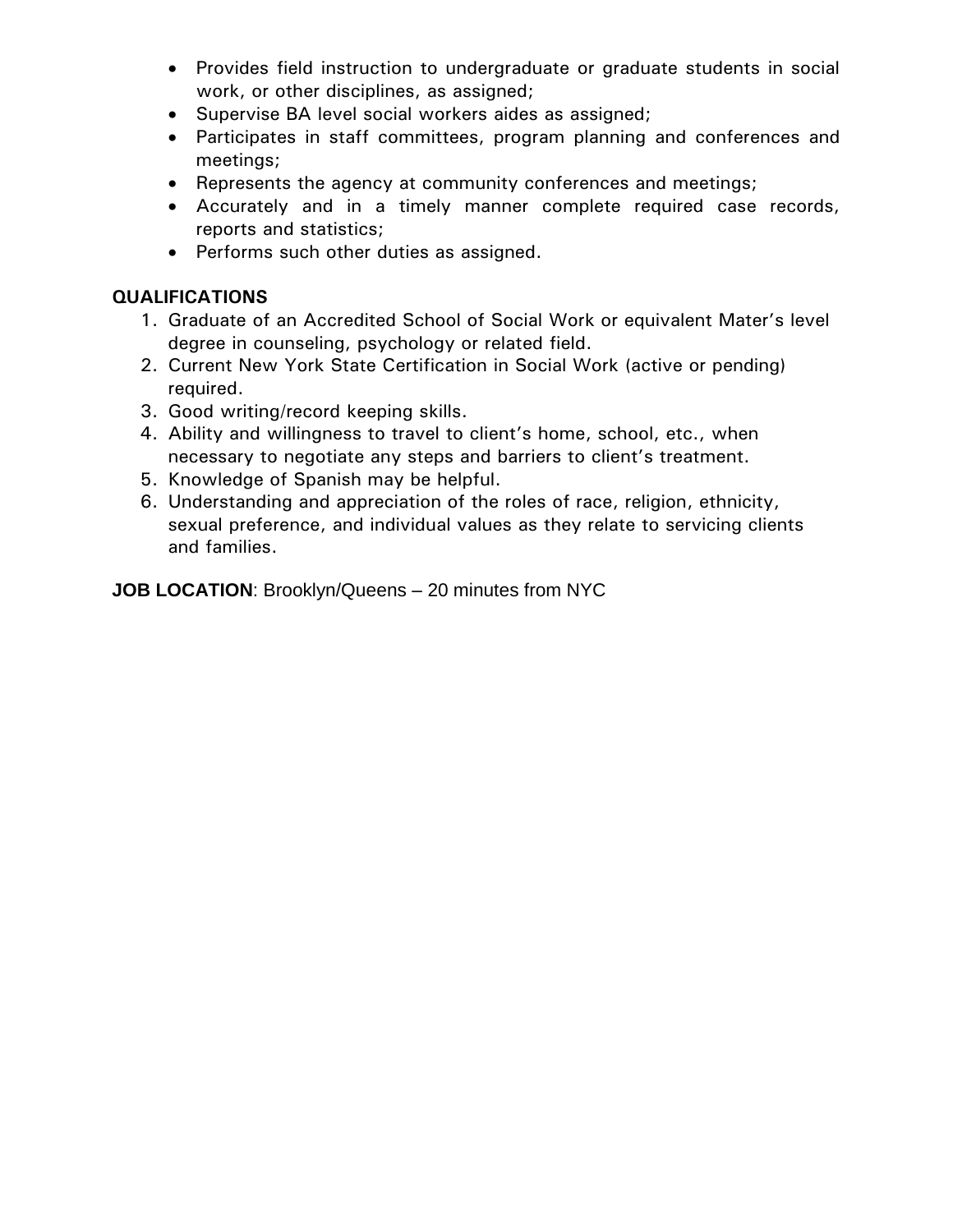- Provides field instruction to undergraduate or graduate students in social work, or other disciplines, as assigned;
- Supervise BA level social workers aides as assigned;
- Participates in staff committees, program planning and conferences and meetings;
- Represents the agency at community conferences and meetings;
- Accurately and in a timely manner complete required case records, reports and statistics;
- Performs such other duties as assigned.

**QUALIFICATIONS**

1. Graduate of an Accredited School of Social Work or equivalent Mater's level degree in counseling, psychology or related field.
2. Current New York State Certification in Social Work (active or pending) required.
3. Good writing/record keeping skills.
4. Ability and willingness to travel to client's home, school, etc., when necessary to negotiate any steps and barriers to client's treatment.
5. Knowledge of Spanish may be helpful.
6. Understanding and appreciation of the roles of race, religion, ethnicity, sexual preference, and individual values as they relate to servicing clients and families.

**JOB LOCATION**: Brooklyn/Queens – 20 minutes from NYC